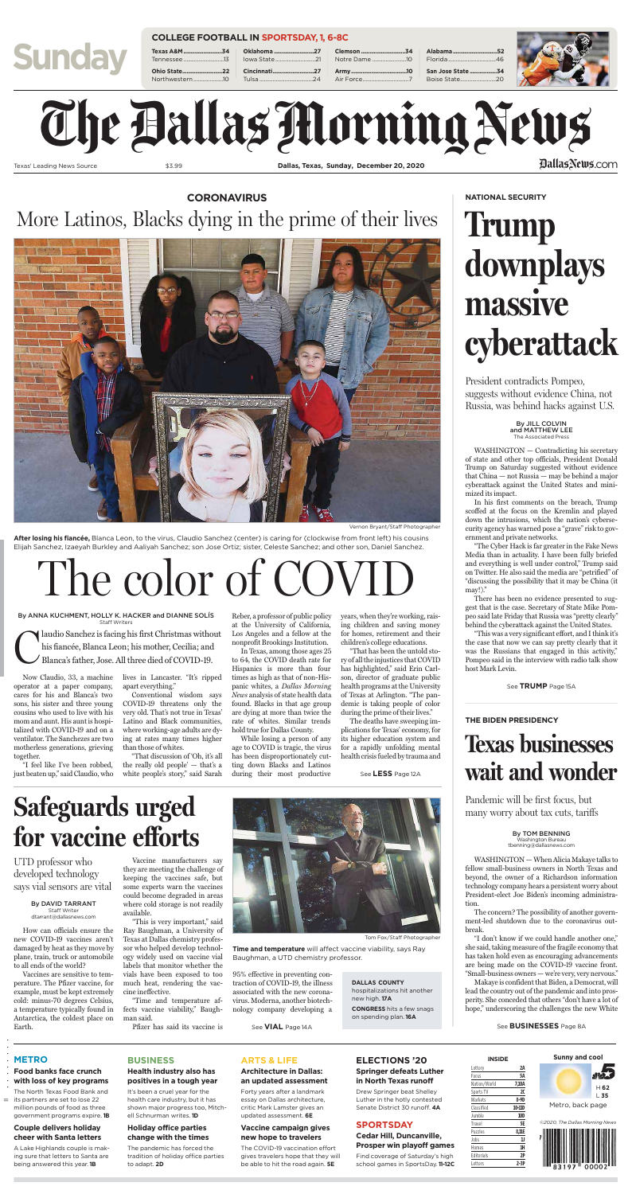# Sunday

**COLLEGE FOOTBALL IN SPORTSDAY, 1, 6-8C**

| | | | | | | | | | |
|---|---|---|---|---|---|---|---|---|---|
| **Texas A&M** | **34** | **Oklahoma** | **27** | **Clemson** | **34** | **Alabama** | **52** | | |
| Tennessee | 13 | Iowa State | 21 | Notre Dame | 10 | Florida | 46 | | |
| **Ohio State** | **22** | **Cincinnati** | **27** | **Army** | **10** | **San Jose State** | **34** | | |
| Northwestern | 10 | Tulsa | 24 | Air Force | 7 | Boise State | 20 | | |

# The Dallas Morning News

Texas' Leading News Source | $3.99 | **Dallas, Texas, Sunday, December 20, 2020** | DallasNews.com

**CORONAVIRUS**

## More Latinos, Blacks dying in the prime of their lives

Vernon Bryant/Staff Photographer

**After losing his fiancée,** Blanca Leon, to the virus, Claudio Sanchez (center) is caring for (clockwise from front left) his cousins Elijah Sanchez, Izaeyah Burkley and Aaliyah Sanchez; son Jose Ortiz; sister, Celeste Sanchez; and other son, Daniel Sanchez.

# The color of COVID

By ANNA KUCHMENT, HOLLY K. HACKER and DIANNE SOLÍS
Staff Writers

Claudio Sanchez is facing his first Christmas without his fiancée, Blanca Leon; his mother, Cecilia; and Blanca's father, Jose. All three died of COVID-19.

Now Claudio, 33, a machine operator at a paper company, cares for his and Blanca's two sons, his sister and three young cousins who used to live with his mom and aunt. His aunt is hospitalized with COVID-19 and on a ventilator. The Sanchezes are two motherless generations, grieving together.

"I feel like I've been robbed, just beaten up," said Claudio, who lives in Lancaster. "It's ripped apart everything."

Conventional wisdom says COVID-19 threatens only the very old. That's not true in Texas' Latino and Black communities, where working-age adults are dying at rates many times higher than those of whites.

"That discussion of 'Oh, it's all the really old people' — that's a white people's story," said Sarah Reber, a professor of public policy at the University of California, Los Angeles and a fellow at the nonprofit Brookings Institution.

In Texas, among those ages 25 to 64, the COVID death rate for Hispanics is more than four times as high as that of non-Hispanic whites, a *Dallas Morning News* analysis of state health data found. Blacks in that age group are dying at more than twice the rate of whites. Similar trends hold true for Dallas County.

While losing a person of any age to COVID is tragic, the virus has been disproportionately cutting down Blacks and Latinos during their most productive years, when they're working, raising children and saving money for homes, retirement and their children's college educations.

"That has been the untold story of all the injustices that COVID has highlighted," said Erin Carlson, director of graduate public health programs at the University of Texas at Arlington. "The pandemic is taking people of color during the prime of their lives."

The deaths have sweeping implications for Texas' economy, for its higher education system and for a rapidly unfolding mental health crisis fueled by trauma and

See **LESS** Page 12A

**NATIONAL SECURITY**

# Trump downplays massive cyberattack

President contradicts Pompeo, suggests without evidence China, not Russia, was behind hacks against U.S.

By JILL COLVIN and MATTHEW LEE
The Associated Press

WASHINGTON — Contradicting his secretary of state and other top officials, President Donald Trump on Saturday suggested without evidence that China — not Russia — may be behind a major cyberattack against the United States and minimized its impact.

In his first comments on the breach, Trump scoffed at the focus on the Kremlin and played down the intrusions, which the nation's cybersecurity agency has warned pose a "grave" risk to government and private networks.

"The Cyber Hack is far greater in the Fake News Media than in actuality. I have been fully briefed and everything is well under control," Trump said on Twitter. He also said the media are "petrified" of "discussing the possibility that it may be China (it may!)."

There has been no evidence presented to suggest that is the case. Secretary of State Mike Pompeo said late Friday that Russia was "pretty clearly" behind the cyberattack against the United States.

"This was a very significant effort, and I think it's the case that now we can say pretty clearly that it was the Russians that engaged in this activity," Pompeo said in the interview with radio talk show host Mark Levin.

See **TRUMP** Page 15A

**THE BIDEN PRESIDENCY**

# Texas businesses wait and wonder

Pandemic will be first focus, but many worry about tax cuts, tariffs

By TOM BENNING
Washington Bureau
tbenning@dallasnews.com

WASHINGTON — When Alicia Makaye talks to fellow small-business owners in North Texas and beyond, the owner of a Richardson information technology company hears a persistent worry about President-elect Joe Biden's incoming administration.

The concern? The possibility of another government-led shutdown due to the coronavirus outbreak.

"I don't know if we could handle another one," she said, taking measure of the fragile economy that has taken hold even as encouraging advancements are being made on the COVID-19 vaccine front. "Small-business owners — we're very, very nervous."

Makaye is confident that Biden, a Democrat, will lead the country out of the pandemic and into prosperity. She conceded that others "don't have a lot of hope," underscoring the challenges the new White

See **BUSINESSES** Page 8A

# Safeguards urged for vaccine efforts

UTD professor who developed technology says vial sensors are vital

By DAVID TARRANT
Staff Writer
dtarrant@dallasnews.com

How can officials ensure the new COVID-19 vaccines aren't damaged by heat as they move by plane, train, truck or automobile to all ends of the world?

Vaccines are sensitive to temperature. The Pfizer vaccine, for example, must be kept extremely cold: minus-70 degrees Celsius, a temperature typically found in Antarctica, the coldest place on Earth.

Vaccine manufacturers say they are meeting the challenge of keeping the vaccines safe, but some experts warn the vaccines could become degraded in areas where cold storage is not readily available.

"This is very important," said Ray Baughman, a University of Texas at Dallas chemistry professor who helped develop technology widely used on vaccine vial labels that monitor whether the vials have been exposed to too much heat, rendering the vaccine ineffective.

"Time and temperature affects vaccine viability," Baughman said.

Pfizer has said its vaccine is 95% effective in preventing contraction of COVID-19, the illness associated with the new coronavirus. Moderna, another biotechnology company developing a

See **VIAL** Page 14A

Tom Fox/Staff Photographer

**Time and temperature** will affect vaccine viability, says Ray Baughman, a UTD chemistry professor.

**DALLAS COUNTY** hospitalizations hit another new high. **17A**

**CONGRESS** hits a few snags on spending plan. **16A**

### METRO

**Food banks face crunch with loss of key programs**

The North Texas Food Bank and its partners are set to lose 22 million pounds of food as three government programs expire. **1B**

**Couple delivers holiday cheer with Santa letters**

A Lake Highlands couple is making sure that letters to Santa are being answered this year. **1B**

### BUSINESS

**Health industry also has positives in a tough year**

It's been a cruel year for the health care industry, but it has shown major progress too, Mitchell Schnurman writes. **1D**

**Holiday office parties change with the times**

The pandemic has forced the tradition of holiday office parties to adapt. **2D**

### ARTS & LIFE

**Architecture in Dallas: an updated assessment**

Forty years after a landmark essay on Dallas architecture, critic Mark Lamster gives an updated assessment. **6E**

**Vaccine campaign gives new hope to travelers**

The COVID-19 vaccination effort gives travelers hope that they will be able to hit the road again. **5E**

### ELECTIONS '20

**Springer defeats Luther in North Texas runoff**

Drew Springer beat Shelley Luther in the hotly contested Senate District 30 runoff. **4A**

### SPORTSDAY

**Cedar Hill, Duncanville, Prosper win playoff games**

Find coverage of Saturday's high school games in SportsDay. **11-12C**

**INSIDE**

| | |
|---|---|
| Lottery | 2A |
| Focus | 5A |
| Nation/World | 7,20A |
| Sports TV | 2C |
| Markets | 8-9D |
| Classified | 10-12D |
| Jumble | 10D |
| Travel | 5E |
| Puzzles | 8,11E |
| Jobs | 1J |
| Homes | 1H |
| Editorials | 2P |
| Letters | 2-3P |

**Sunny and cool**

H 62
L 35

Metro, back page

©2020, The Dallas Morning News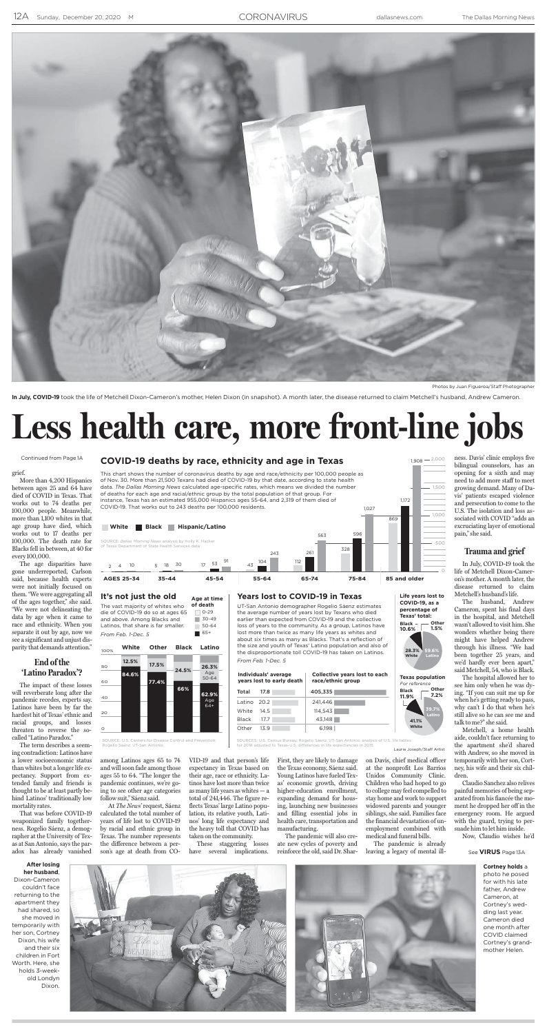Photos by Juan Figueroa/Staff Photographer

**In July, COVID-19** took the life of Metchell Dixon-Cameron's mother, Helen Dixon (in snapshot). A month later, the disease returned to claim Metchell's husband, Andrew Cameron.

# Less health care, more front-line jobs

Continued from Page 1A

grief.

More than 4,200 Hispanics between ages 25 and 64 have died of COVID in Texas. That works out to 74 deaths per 100,000 people. Meanwhile, more than 1,100 whites in that age group have died, which works out to 17 deaths per 100,000. The death rate for Blacks fell in between, at 40 for every 100,000.

The age disparities have gone underreported, Carlson said, because health experts were not initially focused on them. "We were aggregating all of the ages together," she said. "We were not delineating the data by age when it came to race and ethnicity. When you separate it out by age, now we see a significant and unjust disparity that demands attention."

## End of the 'Latino Paradox'?

The impact of these losses will reverberate long after the pandemic recedes, experts say. Latinos have been by far the hardest hit of Texas' ethnic and racial groups, and losses threaten to reverse the so-called "Latino Paradox."

The term describes a seeming contradiction: Latinos have a lower socioeconomic status than whites but a longer life expectancy. Support from extended family and friends is thought to be at least partly behind Latinos' traditionally low mortality rates.

That was before COVID-19 weaponized family togetherness. Rogelio Sáenz, a demographer at the University of Texas at San Antonio, says the paradox has already vanished among Latinos ages 65 to 74 and will soon fade among those ages 55 to 64. "The longer the pandemic continues, we're going to see other age categories follow suit," Sáenz said.

At *The News*' request, Sáenz calculated the total number of years of life lost to COVID-19 by racial and ethnic group in Texas. The number represents the difference between a person's age at death from COVID-19 and that person's life expectancy in Texas based on their age, race or ethnicity. Latinos have lost more than twice as many life years as whites — a total of 241,446. The figure reflects Texas' large Latino population, its relative youth, Latinos' long life expectancy and the heavy toll that COVID has taken on the community.

These staggering losses have several implications. First, they are likely to damage the Texas economy, Sáenz said. Young Latinos have fueled Texas' economic growth, driving higher-education enrollment, expanding demand for housing, launching new businesses and filling essential jobs in health care, transportation and manufacturing.

The pandemic will also create new cycles of poverty and reinforce the old, said Dr. Sharon Davis, chief medical officer at the nonprofit Los Barrios Unidos Community Clinic. Children who had hoped to go to college may feel compelled to stay home and work to support widowed parents and younger siblings, she said. Families face the financial devastation of unemployment combined with medical and funeral bills.

The pandemic is already leaving a legacy of mental illness. Davis' clinic employs five bilingual counselors, has an opening for a sixth and may need to add more staff to meet growing demand. Many of Davis' patients escaped violence and persecution to come to the U.S. The isolation and loss associated with COVID "adds an excruciating layer of emotional pain," she said.

## Trauma and grief

In July, COVID-19 took the life of Metchell Dixon-Cameron's mother. A month later, the disease returned to claim Metchell's husband's life.

The husband, Andrew Cameron, spent his final days in the hospital, and Metchell wasn't allowed to visit him. She wonders whether being there might have helped Andrew through his illness. "We had been together 25 years, and we'd hardly ever been apart," said Metchell, 54, who is Black.

The hospital allowed her to see him only when he was dying. "If you can suit me up for when he's getting ready to pass, why can't I do that when he's still alive so he can see me and talk to me?" she said.

Metchell, a home health aide, couldn't face returning to the apartment she'd shared with Andrew, so she moved in temporarily with her son, Cortney, his wife and their six children.

Claudio Sanchez also relives painful memories of being separated from his fiancée the moment he dropped her off in the emergency room. He argued with the guard, trying to persuade him to let him inside.

Now, Claudio wishes he'd

See **VIRUS** Page 13A

### COVID-19 deaths by race, ethnicity and age in Texas

This chart shows the number of coronavirus deaths by age and race/ethnicity per 100,000 people as of Nov. 30. More than 21,500 Texans had died of COVID-19 by that date, according to state health data. *The Dallas Morning News* calculated age-specific rates, which means we divided the number of deaths for each age and racial/ethnic group by the total population of that group. For instance, Texas has an estimated 955,000 Hispanics ages 55-64, and 2,319 of them died of COVID-19. That works out to 243 deaths per 100,000 residents.

| Age | White | Black | Hispanic/Latino |
|---|---|---|---|
| 25-34 | 2 | 4 | 10 |
| 35-44 | 5 | 18 | 30 |
| 45-54 | 17 | 53 | 91 |
| 55-64 | 43 | 104 | 243 |
| 65-74 | 112 | 261 | 563 |
| 75-84 | 328 | 596 | 1,027 |
| 85 and older | 869 | 1,172 | 1,908 |

SOURCE: *Dallas Morning News* analysis by Holly K. Hacker of Texas Department of State Health Services data

### It's not just the old

The vast majority of whites who die of COVID-19 do so at ages 65 and above. Among Blacks and Latinos, that share is far smaller.

*From Feb. 1-Dec. 5*

| Age at time of death | White | Other | Black | Latino |
|---|---|---|---|---|
| 50-64 | 12.5% | 17.5% | 24.5% | 26.3% |
| 65+ | 84.6% | 77.4% | 66% | 62.9% |

SOURCE: U.S. Centers for Disease Control and Prevention, Rogelio Sáenz, UT-San Antonio

### Years lost to COVID-19 in Texas

UT-San Antonio demographer Rogelio Sáenz estimates the average number of years lost by Texans who died earlier than expected from COVID-19 and the collective loss of years to the community. As a group, Latinos have lost more than twice as many life years as whites and about six times as many as Blacks. That's a reflection of the size and youth of Texas' Latino population and also of the disproportionate toll COVID-19 has taken on Latinos.

*From Feb. 1-Dec. 5*

| | Individuals' average years lost to early death | Collective years lost to each race/ethnic group |
|---|---|---|
| Total | 17.8 | 405,335 |
| Latino | 20.2 | 241,446 |
| White | 14.5 | 114,543 |
| Black | 17.7 | 43,148 |
| Other | 13.9 | 6,198 |

**Life years lost to COVID-19, as a percentage of Texas' total:** Black – 10.6%, Other 1.5%, White 28.3%, Latino 59.6%

**Texas population** *For reference*: Black 11.9%, Other 7.2%, Latino 39.7%, White 41.1%

SOURCES: U.S. Census Bureau, Rogelio Sáenz, UT-San Antonio, analysis of U.S. life tables for 2018 adjusted to Texas-U.S. differences in life expectancies in 2015.

Laurie Joseph/Staff Artist

**After losing her husband**, Dixon-Cameron couldn't face returning to the apartment they had shared, so she moved in temporarily with her son, Cortney Dixon, his wife and their six children in Fort Worth. Here, she holds 3-week-old Londyn Dixon.

**Cortney holds** a photo he posed for with his late father, Andrew Cameron, at Cortney's wedding last year. Cameron died one month after COVID claimed Cortney's grandmother Helen.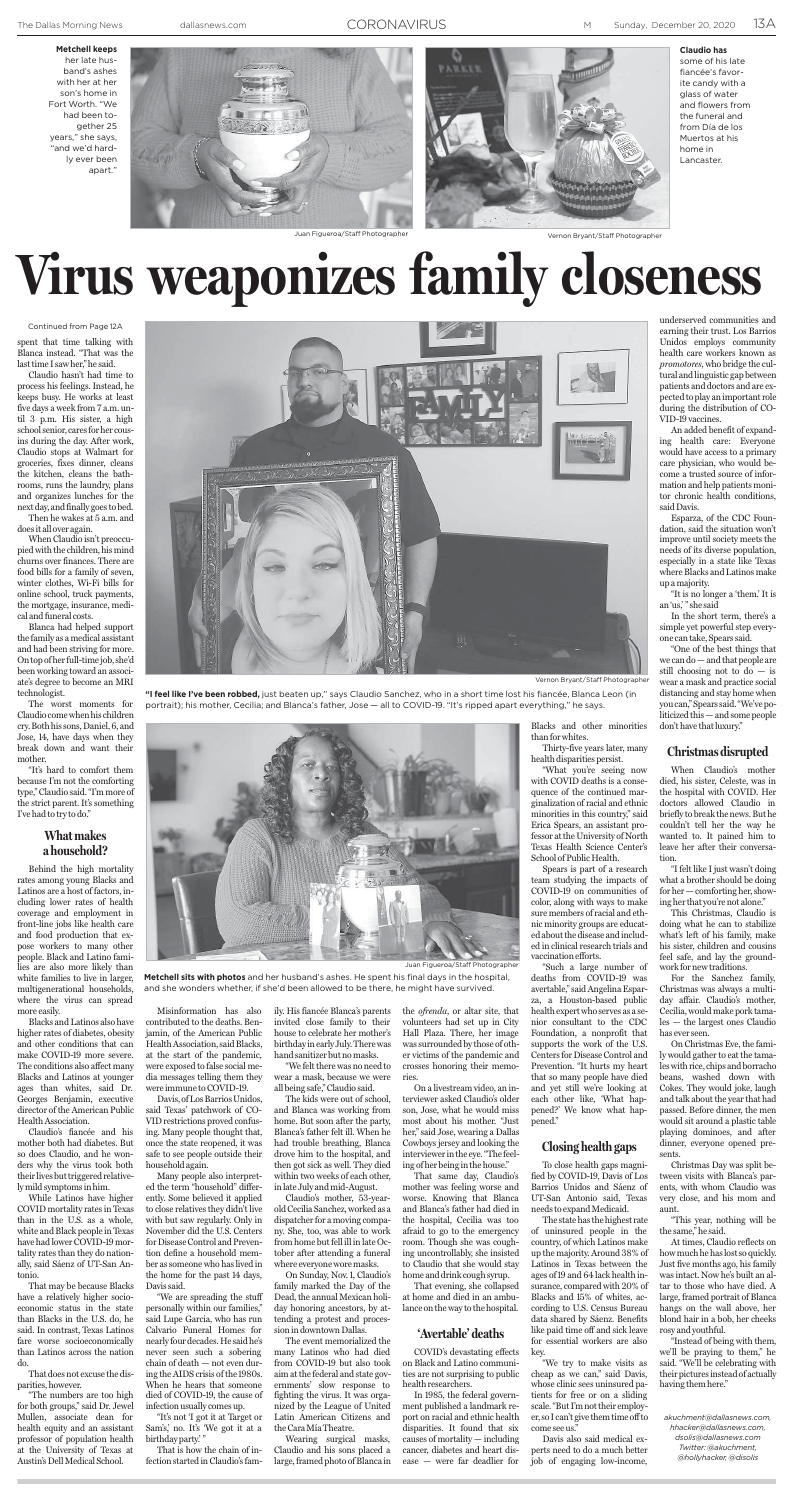**Metchell keeps** her late husband's ashes with her at her son's home in Fort Worth. "We had been together 25 years," she says, "and we'd hardly ever been apart."

Juan Figueroa/Staff Photographer

**Claudio has** some of his late fiancée's favorite candy with a glass of water and flowers from the funeral and from Día de los Muertos at his home in Lancaster.

Vernon Bryant/Staff Photographer

# Virus weaponizes family closeness

Continued from Page 12A

spent that time talking with Blanca instead. "That was the last time I saw her," he said.

Claudio hasn't had time to process his feelings. Instead, he keeps busy. He works at least five days a week from 7 a.m. until 3 p.m. His sister, a high school senior, cares for her cousins during the day. After work, Claudio stops at Walmart for groceries, fixes dinner, cleans the kitchen, cleans the bathrooms, runs the laundry, plans and organizes lunches for the next day, and finally goes to bed.

Then he wakes at 5 a.m. and does it all over again.

When Claudio isn't preoccupied with the children, his mind churns over finances. There are food bills for a family of seven, winter clothes, Wi-Fi bills for online school, truck payments, the mortgage, insurance, medical and funeral costs.

Blanca had helped support the family as a medical assistant and had been striving for more. On top of her full-time job, she'd been working toward an associate's degree to become an MRI technologist.

The worst moments for Claudio come when his children cry. Both his sons, Daniel, 6, and Jose, 14, have days when they break down and want their mother.

"It's hard to comfort them because I'm not the comforting type," Claudio said. "I'm more of the strict parent. It's something I've had to try to do."

## What makes a household?

Behind the high mortality rates among young Blacks and Latinos are a host of factors, including lower rates of health coverage and employment in front-line jobs like health care and food production that expose workers to many other people. Black and Latino families are also more likely than white families to live in larger, multigenerational households, where the virus can spread more easily.

Blacks and Latinos also have higher rates of diabetes, obesity and other conditions that can make COVID-19 more severe. The conditions also affect many Blacks and Latinos at younger ages than whites, said Dr. Georges Benjamin, executive director of the American Public Health Association.

Claudio's fiancée and his mother both had diabetes. But so does Claudio, and he wonders why the virus took both their lives but triggered relatively mild symptoms in him.

While Latinos have higher COVID mortality rates in Texas than in the U.S. as a whole, white and Black people in Texas have had lower COVID-19 mortality rates than they do nationally, said Sáenz of UT-San Antonio.

That may be because Blacks have a relatively higher socioeconomic status in the state than Blacks in the U.S. do, he said. In contrast, Texas Latinos fare worse socioeconomically than Latinos across the nation do.

That does not excuse the disparities, however.

"The numbers are too high for both groups," said Dr. Jewel Mullen, associate dean for health equity and an assistant professor of population health at the University of Texas at Austin's Dell Medical School.

Misinformation has also contributed to the deaths. Benjamin, of the American Public Health Association, said Blacks, at the start of the pandemic, were exposed to false social media messages telling them they were immune to COVID-19.

Davis, of Los Barrios Unidos, said Texas' patchwork of COVID-19 restrictions proved confusing. Many people thought that, once the state reopened, it was safe to see people outside their household again.

Many people also interpreted the term "household" differently. Some believed it applied to close relatives they didn't live with but saw regularly. Only in November did the U.S. Centers for Disease Control and Prevention define a household member as someone who has lived in the home for the past 14 days, Davis said.

"We are spreading the stuff personally within our families," said Lupe Garcia, who has run Calvario Funeral Homes for nearly four decades. He said he's never seen such a sobering chain of death — not even during the AIDS crisis of the 1980s. When he hears that someone died of COVID-19, the cause of infection usually comes up.

"It's not 'I got it at Target or Sam's,' no. It's 'We got it at a birthday party.' "

That is how the chain of infection started in Claudio's family. His fiancée Blanca's parents invited close family to their house to celebrate her mother's birthday in early July. There was hand sanitizer but no masks.

"We felt there was no need to wear a mask, because we were all being safe," Claudio said.

The kids were out of school, and Blanca was working from home. But soon after the party, Blanca's father felt ill. When he had trouble breathing, Blanca drove him to the hospital, and then got sick as well. They died within two weeks of each other, in late July and mid-August.

Claudio's mother, 53-year-old Cecilia Sanchez, worked as a dispatcher for a moving company. She, too, was able to work from home but fell ill in late October after attending a funeral where everyone wore masks.

On Sunday, Nov. 1, Claudio's family marked the Day of the Dead, the annual Mexican holiday honoring ancestors, by attending a protest and procession in downtown Dallas.

The event memorialized the many Latinos who had died from COVID-19 but also took aim at the federal and state governments' slow response to fighting the virus. It was organized by the League of United Latin American Citizens and the Cara Mía Theatre.

Wearing surgical masks, Claudio and his sons placed a large, framed photo of Blanca in the *ofrenda*, or altar site, that volunteers had set up in City Hall Plaza. There, her image was surrounded by those of other victims of the pandemic and crosses honoring their memories.

On a livestream video, an interviewer asked Claudio's older son, Jose, what he would miss most about his mother. "Just her," said Jose, wearing a Dallas Cowboys jersey and looking the interviewer in the eye. "The feeling of her being in the house."

That same day, Claudio's mother was feeling worse and worse. Knowing that Blanca and Blanca's father had died in the hospital, Cecilia was too afraid to go to the emergency room. Though she was coughing uncontrollably, she insisted to Claudio that she should stay home and drink cough syrup.

That evening, she collapsed at home and died in an ambulance on the way to the hospital.

## 'Avertable' deaths

COVID's devastating effects on Black and Latino communities are not surprising to public health researchers.

In 1985, the federal government published a landmark report on racial and ethnic health disparities. It found that six causes of mortality — including cancer, diabetes and heart disease — were far deadlier for Blacks and other minorities than for whites.

Thirty-five years later, many health disparities persist.

"What you're seeing now with COVID deaths is a consequence of the continued marginalization of racial and ethnic minorities in this country," said Erica Spears, an assistant professor at the University of North Texas Health Science Center's School of Public Health.

Spears is part of a research team studying the impacts of COVID-19 on communities of color, along with ways to make sure members of racial and ethnic minority groups are educated about the disease and included in clinical research trials and vaccination efforts.

"Such a large number of deaths from COVID-19 was avertable," said Angelina Esparza, a Houston-based public health expert who serves as a senior consultant to the CDC Foundation, a nonprofit that supports the work of the U.S. Centers for Disease Control and Prevention. "It hurts my heart that so many people have died and yet still we're looking at each other like, 'What happened?' We know what happened."

## Closing health gaps

To close health gaps magnified by COVID-19, Davis of Los Barrios Unidos and Sáenz of UT-San Antonio said, Texas needs to expand Medicaid.

The state has the highest rate of uninsured people in the country, of which Latinos make up the majority. Around 38% of Latinos in Texas between the ages of 19 and 64 lack health insurance, compared with 20% of Blacks and 15% of whites, according to U.S. Census Bureau data shared by Sáenz. Benefits like paid time off and sick leave for essential workers are also key.

"We try to make visits as cheap as we can," said Davis, whose clinic sees uninsured patients for free or on a sliding scale. "But I'm not their employer, so I can't give them time off to come see us."

Davis also said medical experts need to do a much better job of engaging low-income, underserved communities and earning their trust. Los Barrios Unidos employs community health care workers known as *promotores*, who bridge the cultural and linguistic gap between patients and doctors and are expected to play an important role during the distribution of COVID-19 vaccines.

An added benefit of expanding health care: Everyone would have access to a primary care physician, who would become a trusted source of information and help patients monitor chronic health conditions, said Davis.

Esparza, of the CDC Foundation, said the situation won't improve until society meets the needs of its diverse population, especially in a state like Texas where Blacks and Latinos make up a majority.

"It is no longer a 'them.' It is an 'us,' " she said

In the short term, there's a simple yet powerful step everyone can take, Spears said.

"One of the best things that we can do — and that people are still choosing not to do — is wear a mask and practice social distancing and stay home when you can," Spears said. "We've politicized this — and some people don't have that luxury."

## Christmas disrupted

When Claudio's mother died, his sister, Celeste, was in the hospital with COVID. Her doctors allowed Claudio in briefly to break the news. But he couldn't tell her the way he wanted to. It pained him to leave her after their conversation.

"I felt like I just wasn't doing what a brother should be doing for her — comforting her, showing her that you're not alone."

This Christmas, Claudio is doing what he can to stabilize what's left of his family, make his sister, children and cousins feel safe, and lay the groundwork for new traditions.

For the Sanchez family, Christmas was always a multiday affair. Claudio's mother, Cecilia, would make pork tamales — the largest ones Claudio has ever seen.

On Christmas Eve, the family would gather to eat the tamales with rice, chips and borracho beans, washed down with Cokes. They would joke, laugh and talk about the year that had passed. Before dinner, the men would sit around a plastic table playing dominoes, and after dinner, everyone opened presents.

Christmas Day was split between visits with Blanca's parents, with whom Claudio was very close, and his mom and aunt.

"This year, nothing will be the same," he said.

At times, Claudio reflects on how much he has lost so quickly. Just five months ago, his family was intact. Now he's built an altar to those who have died. A large, framed portrait of Blanca hangs on the wall above, her blond hair in a bob, her cheeks rosy and youthful.

"Instead of being with them, we'll be praying to them," he said. "We'll be celebrating with their pictures instead of actually having them here."

*akuchment@dallasnews.com, hhacker@dallasnews.com, dsolis@dallasnews.com Twitter: @akuchment, @hollyhacker, @dsolis*

Vernon Bryant/Staff Photographer

**"I feel like I've been robbed,** just beaten up," says Claudio Sanchez, who in a short time lost his fiancée, Blanca Leon (in portrait); his mother, Cecilia; and Blanca's father, Jose — all to COVID-19. "It's ripped apart everything," he says.

Juan Figueroa/Staff Photographer

**Metchell sits with photos** and her husband's ashes. He spent his final days in the hospital, and she wonders whether, if she'd been allowed to be there, he might have survived.